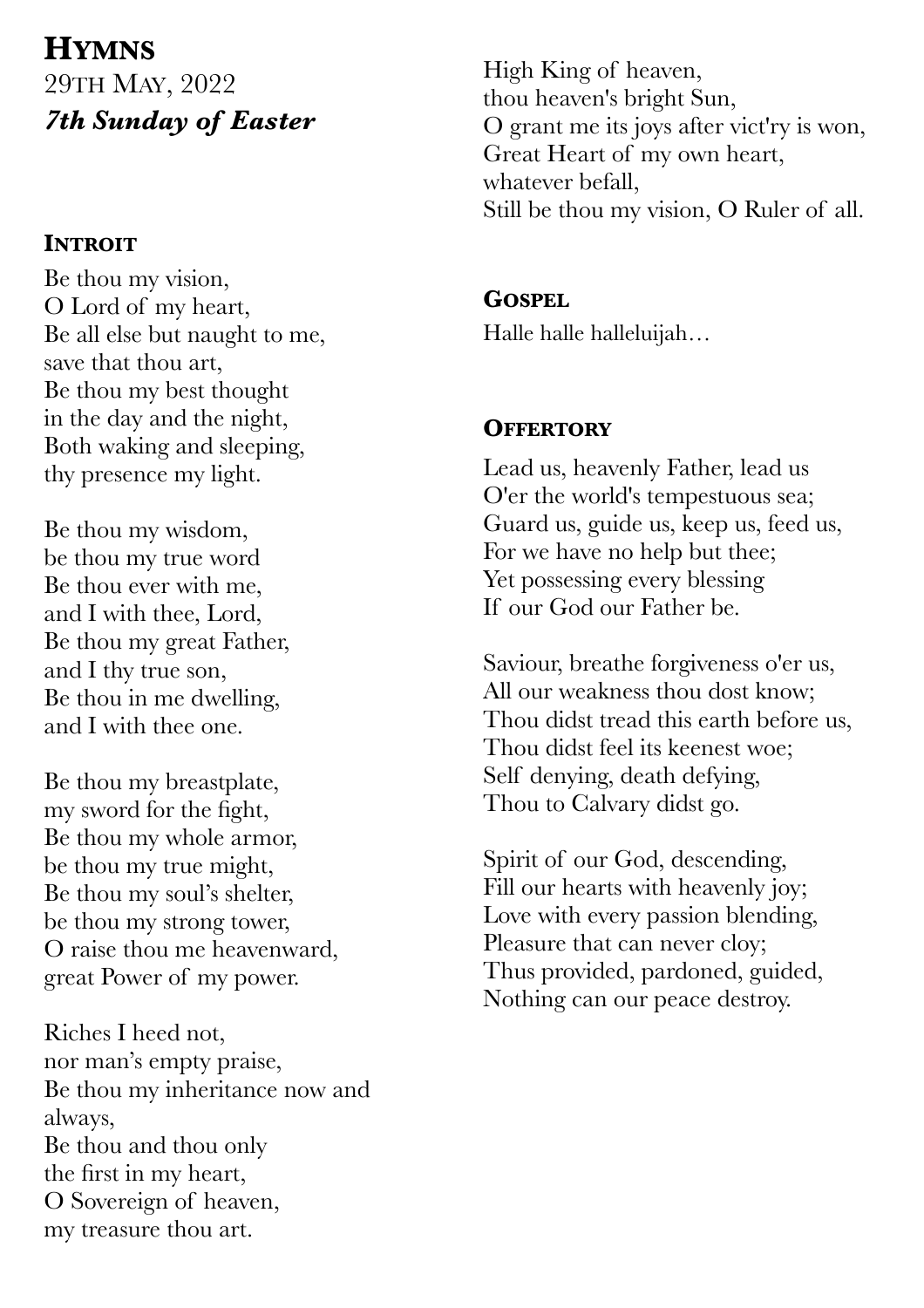# Hymns

29th May, 2022

***7th Sunday of Easter***

## Introit

Be thou my vision,
O Lord of my heart,
Be all else but naught to me,
save that thou art,
Be thou my best thought
in the day and the night,
Both waking and sleeping,
thy presence my light.

Be thou my wisdom,
be thou my true word
Be thou ever with me,
and I with thee, Lord,
Be thou my great Father,
and I thy true son,
Be thou in me dwelling,
and I with thee one.

Be thou my breastplate,
my sword for the fight,
Be thou my whole armor,
be thou my true might,
Be thou my soul's shelter,
be thou my strong tower,
O raise thou me heavenward,
great Power of my power.

Riches I heed not,
nor man's empty praise,
Be thou my inheritance now and always,
Be thou and thou only
the first in my heart,
O Sovereign of heaven,
my treasure thou art.

High King of heaven,
thou heaven's bright Sun,
O grant me its joys after vict'ry is won,
Great Heart of my own heart,
whatever befall,
Still be thou my vision, O Ruler of all.

## Gospel

Halle halle halleluijah…

## Offertory

Lead us, heavenly Father, lead us
O'er the world's tempestuous sea;
Guard us, guide us, keep us, feed us,
For we have no help but thee;
Yet possessing every blessing
If our God our Father be.

Saviour, breathe forgiveness o'er us,
All our weakness thou dost know;
Thou didst tread this earth before us,
Thou didst feel its keenest woe;
Self denying, death defying,
Thou to Calvary didst go.

Spirit of our God, descending,
Fill our hearts with heavenly joy;
Love with every passion blending,
Pleasure that can never cloy;
Thus provided, pardoned, guided,
Nothing can our peace destroy.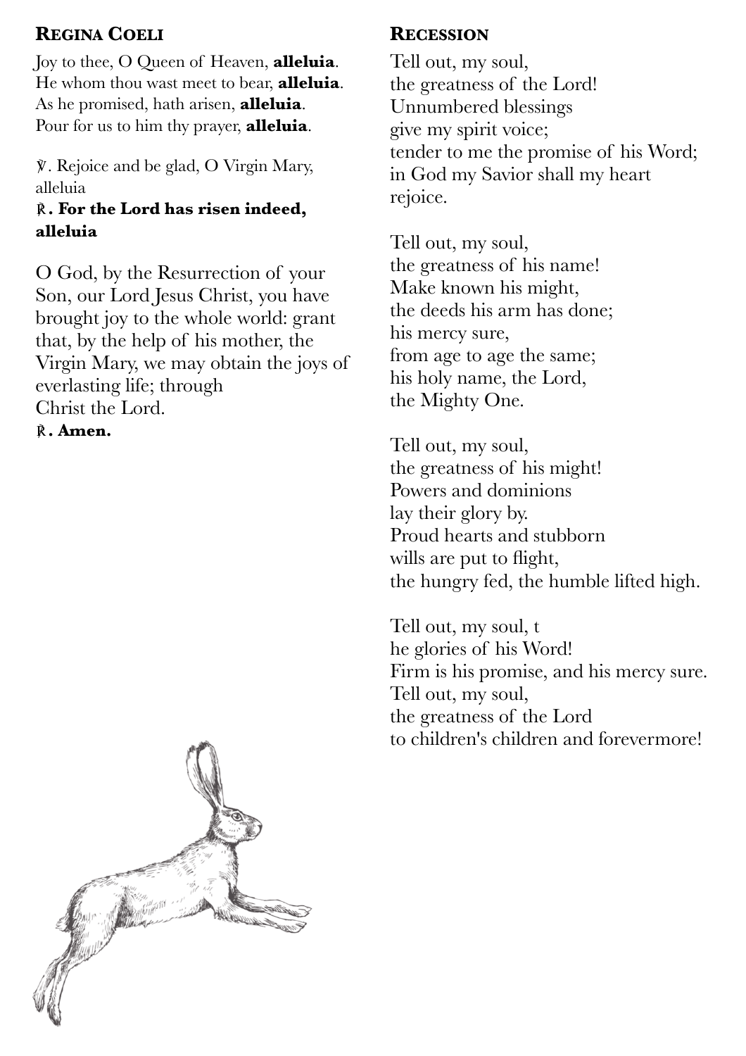## Regina Coeli

Joy to thee, O Queen of Heaven, **alleluia**.
He whom thou wast meet to bear, **alleluia**.
As he promised, hath arisen, **alleluia**.
Pour for us to him thy prayer, **alleluia**.

℣. Rejoice and be glad, O Virgin Mary, alleluia
**℟. For the Lord has risen indeed, alleluia**

O God, by the Resurrection of your Son, our Lord Jesus Christ, you have brought joy to the whole world: grant that, by the help of his mother, the Virgin Mary, we may obtain the joys of everlasting life; through Christ the Lord.
**℟. Amen.**

## Recession

Tell out, my soul,
the greatness of the Lord!
Unnumbered blessings
give my spirit voice;
tender to me the promise of his Word;
in God my Savior shall my heart
rejoice.

Tell out, my soul,
the greatness of his name!
Make known his might,
the deeds his arm has done;
his mercy sure,
from age to age the same;
his holy name, the Lord,
the Mighty One.

Tell out, my soul,
the greatness of his might!
Powers and dominions
lay their glory by.
Proud hearts and stubborn
wills are put to flight,
the hungry fed, the humble lifted high.

Tell out, my soul, t
he glories of his Word!
Firm is his promise, and his mercy sure.
Tell out, my soul,
the greatness of the Lord
to children's children and forevermore!